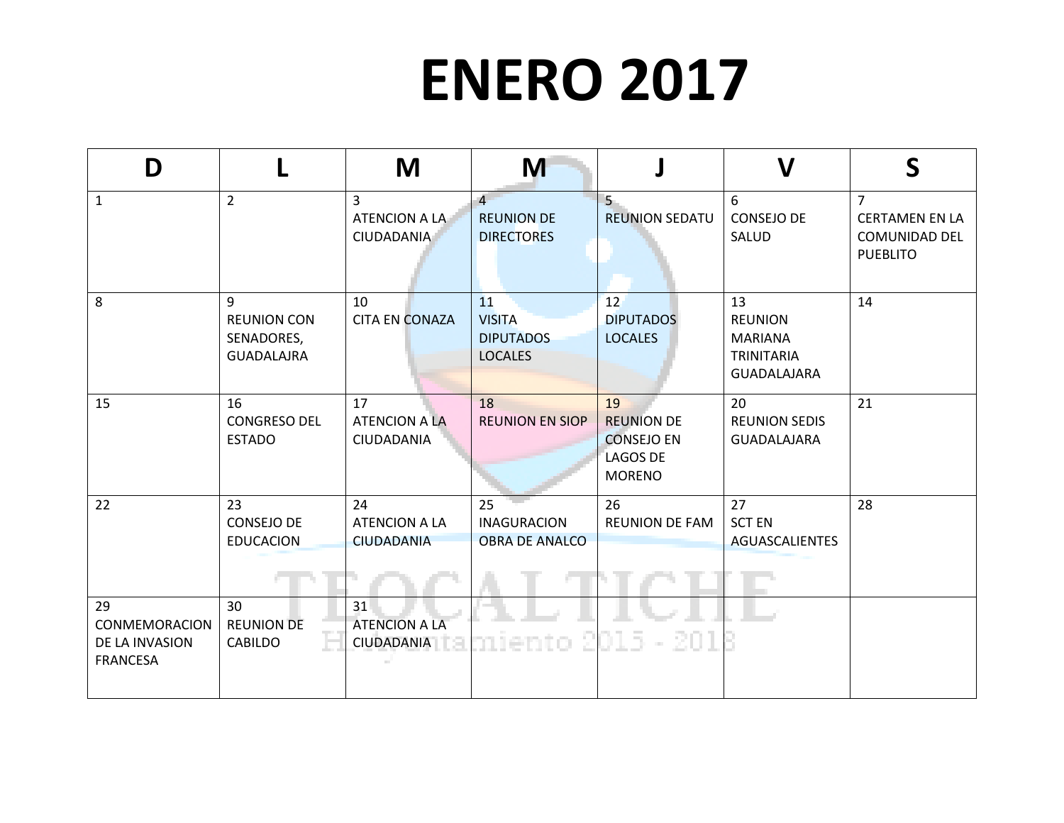# ENERO 2017

| D | L | M | M | J | V | S |
|---|---|---|---|---|---|---|
| 1 | 2 | 3 ATENCION A LA CIUDADANIA | 4 REUNION DE DIRECTORES | 5 REUNION SEDATU | 6 CONSEJO DE SALUD | 7 CERTAMEN EN LA COMUNIDAD DEL PUEBLITO |
| 8 | 9 REUNION CON SENADORES, GUADALAJRA | 10 CITA EN CONAZA | 11 VISITA DIPUTADOS LOCALES | 12 DIPUTADOS LOCALES | 13 REUNION MARIANA TRINITARIA GUADALAJARA | 14 |
| 15 | 16 CONGRESO DEL ESTADO | 17 ATENCION A LA CIUDADANIA | 18 REUNION EN SIOP | 19 REUNION DE CONSEJO EN LAGOS DE MORENO | 20 REUNION SEDIS GUADALAJARA | 21 |
| 22 | 23 CONSEJO DE EDUCACION | 24 ATENCION A LA CIUDADANIA | 25 INAGURACION OBRA DE ANALCO | 26 REUNION DE FAM | 27 SCT EN AGUASCALIENTES | 28 |
| 29 CONMEMORACION DE LA INVASION FRANCESA | 30 REUNION DE CABILDO | 31 ATENCION A LA CIUDADANIA | | | | |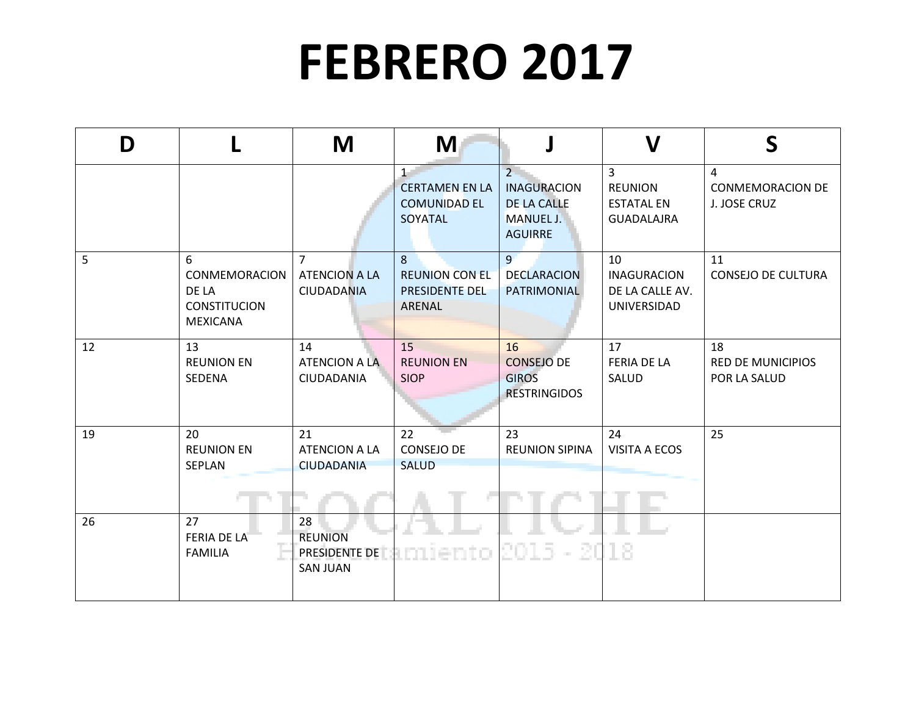# FEBRERO 2017

| D | L | M | M | J | V | S |
|---|---|---|---|---|---|---|
| | | | 1 CERTAMEN EN LA COMUNIDAD EL SOYATAL | 2 INAGURACION DE LA CALLE MANUEL J. AGUIRRE | 3 REUNION ESTATAL EN GUADALAJRA | 4 CONMEMORACION DE J. JOSE CRUZ |
| 5 | 6 CONMEMORACION DE LA CONSTITUCION MEXICANA | 7 ATENCION A LA CIUDADANIA | 8 REUNION CON EL PRESIDENTE DEL ARENAL | 9 DECLARACION PATRIMONIAL | 10 INAGURACION DE LA CALLE AV. UNIVERSIDAD | 11 CONSEJO DE CULTURA |
| 12 | 13 REUNION EN SEDENA | 14 ATENCION A LA CIUDADANIA | 15 REUNION EN SIOP | 16 CONSEJO DE GIROS RESTRINGIDOS | 17 FERIA DE LA SALUD | 18 RED DE MUNICIPIOS POR LA SALUD |
| 19 | 20 REUNION EN SEPLAN | 21 ATENCION A LA CIUDADANIA | 22 CONSEJO DE SALUD | 23 REUNION SIPINA | 24 VISITA A ECOS | 25 |
| 26 | 27 FERIA DE LA FAMILIA | 28 REUNION PRESIDENTE DE SAN JUAN | | | | |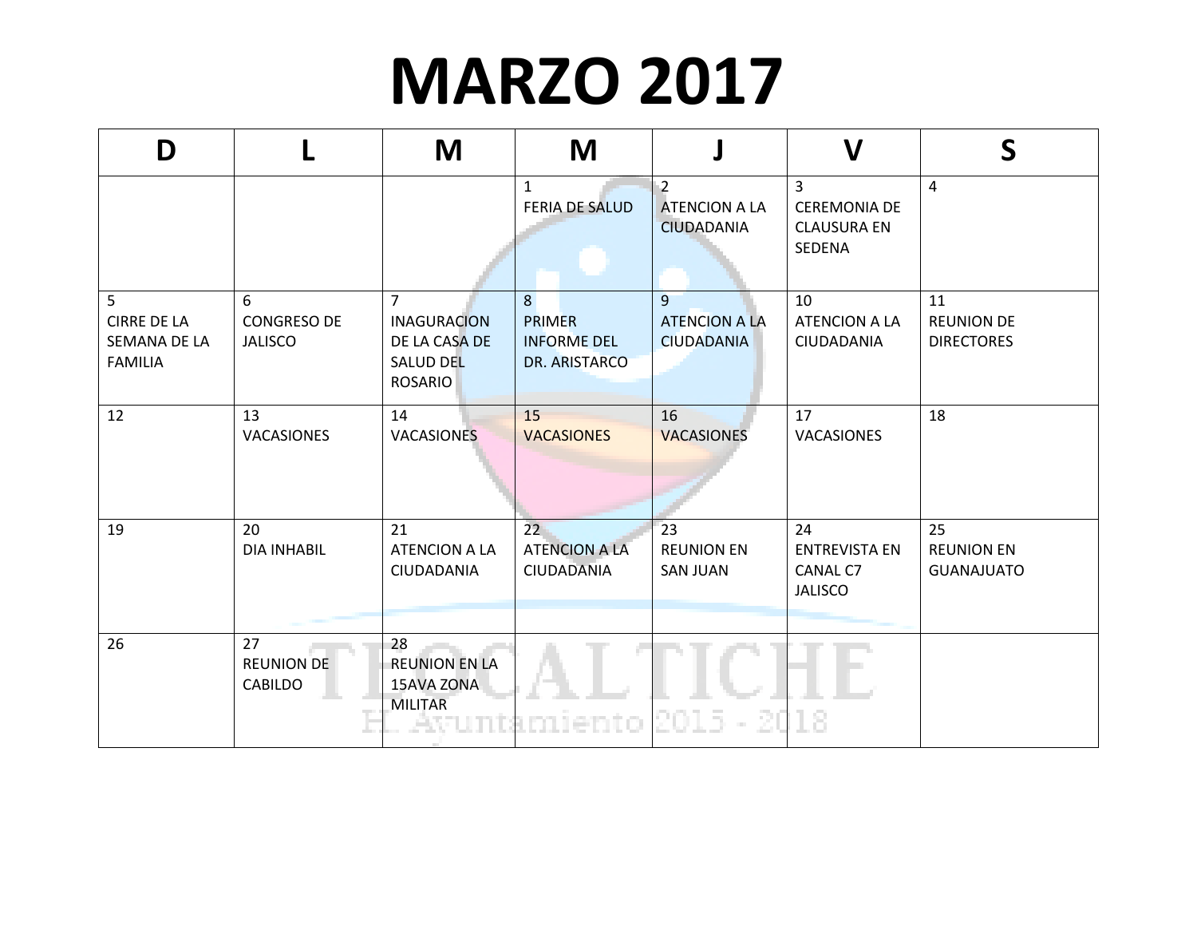# MARZO 2017

| D | L | M | M | J | V | S |
|---|---|---|---|---|---|---|
| | | | 1 FERIA DE SALUD | 2 ATENCION A LA CIUDADANIA | 3 CEREMONIA DE CLAUSURA EN SEDENA | 4 |
| 5 CIRRE DE LA SEMANA DE LA FAMILIA | 6 CONGRESO DE JALISCO | 7 INAGURACION DE LA CASA DE SALUD DEL ROSARIO | 8 PRIMER INFORME DEL DR. ARISTARCO | 9 ATENCION A LA CIUDADANIA | 10 ATENCION A LA CIUDADANIA | 11 REUNION DE DIRECTORES |
| 12 | 13 VACACIONES | 14 VACACIONES | 15 VACACIONES | 16 VACACIONES | 17 VACACIONES | 18 |
| 19 | 20 DIA INHABIL | 21 ATENCION A LA CIUDADANIA | 22 ATENCION A LA CIUDADANIA | 23 REUNION EN SAN JUAN | 24 ENTREVISTA EN CANAL C7 JALISCO | 25 REUNION EN GUANAJUATO |
| 26 | 27 REUNION DE CABILDO | 28 REUNION EN LA 15AVA ZONA MILITAR | | | | |

TEOCALTICHE
H. Ayuntamiento 2015 - 2018